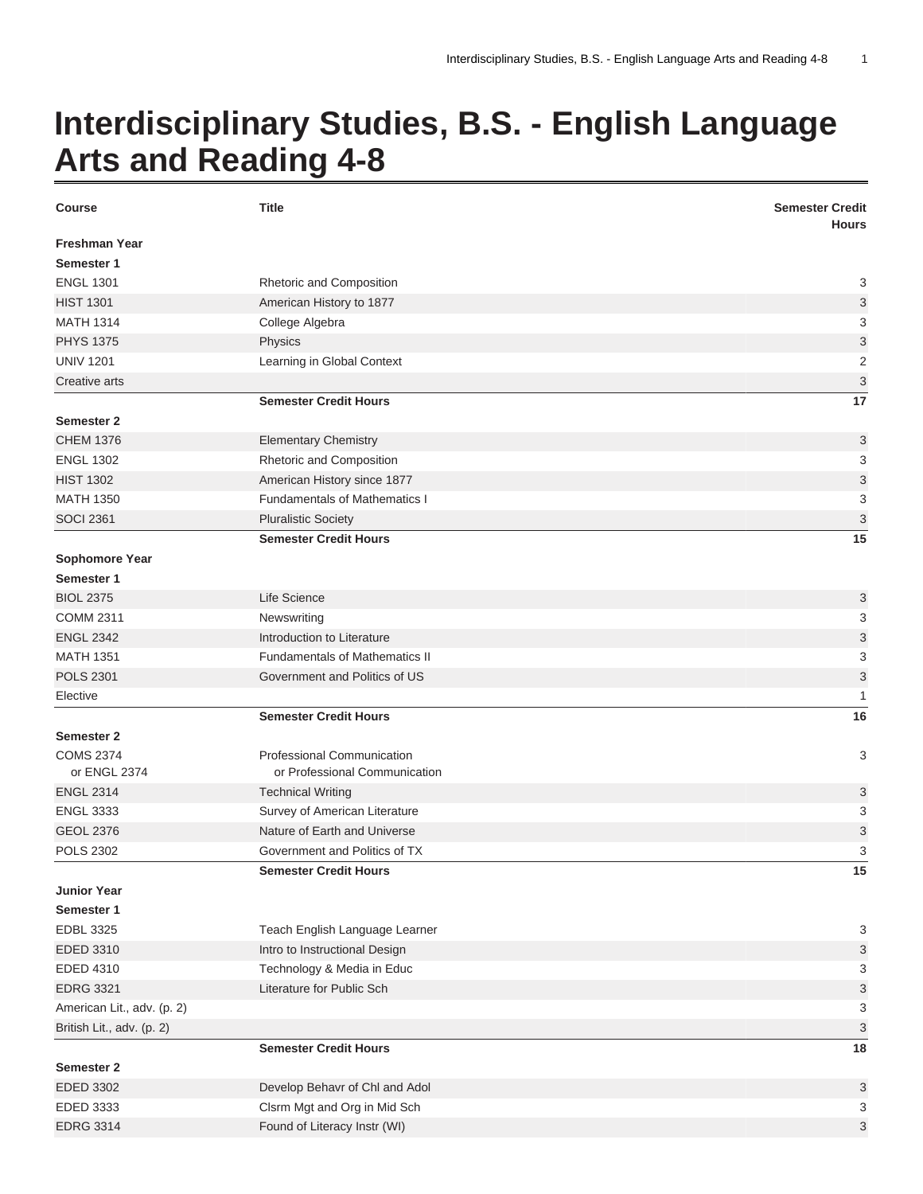# Interdisciplinary Studies, B.S. - English Language Arts and Reading 4-8

| Course | Title | Semester Credit Hours |
|---|---|---|
| **Freshman Year** | | |
| **Semester 1** | | |
| ENGL 1301 | Rhetoric and Composition | 3 |
| HIST 1301 | American History to 1877 | 3 |
| MATH 1314 | College Algebra | 3 |
| PHYS 1375 | Physics | 3 |
| UNIV 1201 | Learning in Global Context | 2 |
| Creative arts | | 3 |
| | **Semester Credit Hours** | **17** |
| **Semester 2** | | |
| CHEM 1376 | Elementary Chemistry | 3 |
| ENGL 1302 | Rhetoric and Composition | 3 |
| HIST 1302 | American History since 1877 | 3 |
| MATH 1350 | Fundamentals of Mathematics I | 3 |
| SOCI 2361 | Pluralistic Society | 3 |
| | **Semester Credit Hours** | **15** |
| **Sophomore Year** | | |
| **Semester 1** | | |
| BIOL 2375 | Life Science | 3 |
| COMM 2311 | Newswriting | 3 |
| ENGL 2342 | Introduction to Literature | 3 |
| MATH 1351 | Fundamentals of Mathematics II | 3 |
| POLS 2301 | Government and Politics of US | 3 |
| Elective | | 1 |
| | **Semester Credit Hours** | **16** |
| **Semester 2** | | |
| COMS 2374 or ENGL 2374 | Professional Communication or Professional Communication | 3 |
| ENGL 2314 | Technical Writing | 3 |
| ENGL 3333 | Survey of American Literature | 3 |
| GEOL 2376 | Nature of Earth and Universe | 3 |
| POLS 2302 | Government and Politics of TX | 3 |
| | **Semester Credit Hours** | **15** |
| **Junior Year** | | |
| **Semester 1** | | |
| EDBL 3325 | Teach English Language Learner | 3 |
| EDED 3310 | Intro to Instructional Design | 3 |
| EDED 4310 | Technology & Media in Educ | 3 |
| EDRG 3321 | Literature for Public Sch | 3 |
| American Lit., adv. (p. 2) | | 3 |
| British Lit., adv. (p. 2) | | 3 |
| | **Semester Credit Hours** | **18** |
| **Semester 2** | | |
| EDED 3302 | Develop Behavr of Chl and Adol | 3 |
| EDED 3333 | Clsrm Mgt and Org in Mid Sch | 3 |
| EDRG 3314 | Found of Literacy Instr (WI) | 3 |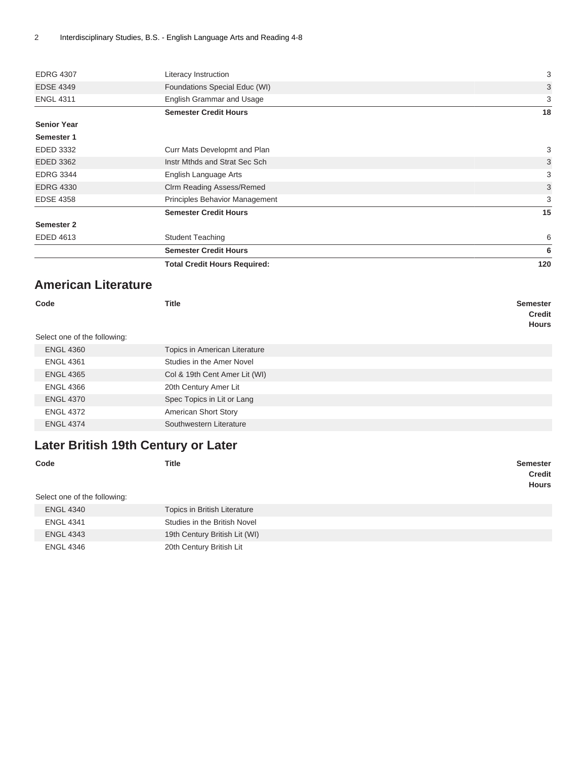| | | |
|---|---|---|
| EDRG 4307 | Literacy Instruction | 3 |
| EDSE 4349 | Foundations Special Educ (WI) | 3 |
| ENGL 4311 | English Grammar and Usage | 3 |
| | **Semester Credit Hours** | **18** |
| **Senior Year** | | |
| **Semester 1** | | |
| EDED 3332 | Curr Mats Developmt and Plan | 3 |
| EDED 3362 | Instr Mthds and Strat Sec Sch | 3 |
| EDRG 3344 | English Language Arts | 3 |
| EDRG 4330 | Clrm Reading Assess/Remed | 3 |
| EDSE 4358 | Principles Behavior Management | 3 |
| | **Semester Credit Hours** | **15** |
| **Semester 2** | | |
| EDED 4613 | Student Teaching | 6 |
| | **Semester Credit Hours** | **6** |
| | **Total Credit Hours Required:** | **120** |

## American Literature

| Code | Title | Semester Credit Hours |
|---|---|---|
| Select one of the following: | | |
| ENGL 4360 | Topics in American Literature | |
| ENGL 4361 | Studies in the Amer Novel | |
| ENGL 4365 | Col & 19th Cent Amer Lit (WI) | |
| ENGL 4366 | 20th Century Amer Lit | |
| ENGL 4370 | Spec Topics in Lit or Lang | |
| ENGL 4372 | American Short Story | |
| ENGL 4374 | Southwestern Literature | |

## Later British 19th Century or Later

| Code | Title | Semester Credit Hours |
|---|---|---|
| Select one of the following: | | |
| ENGL 4340 | Topics in British Literature | |
| ENGL 4341 | Studies in the British Novel | |
| ENGL 4343 | 19th Century British Lit (WI) | |
| ENGL 4346 | 20th Century British Lit | |